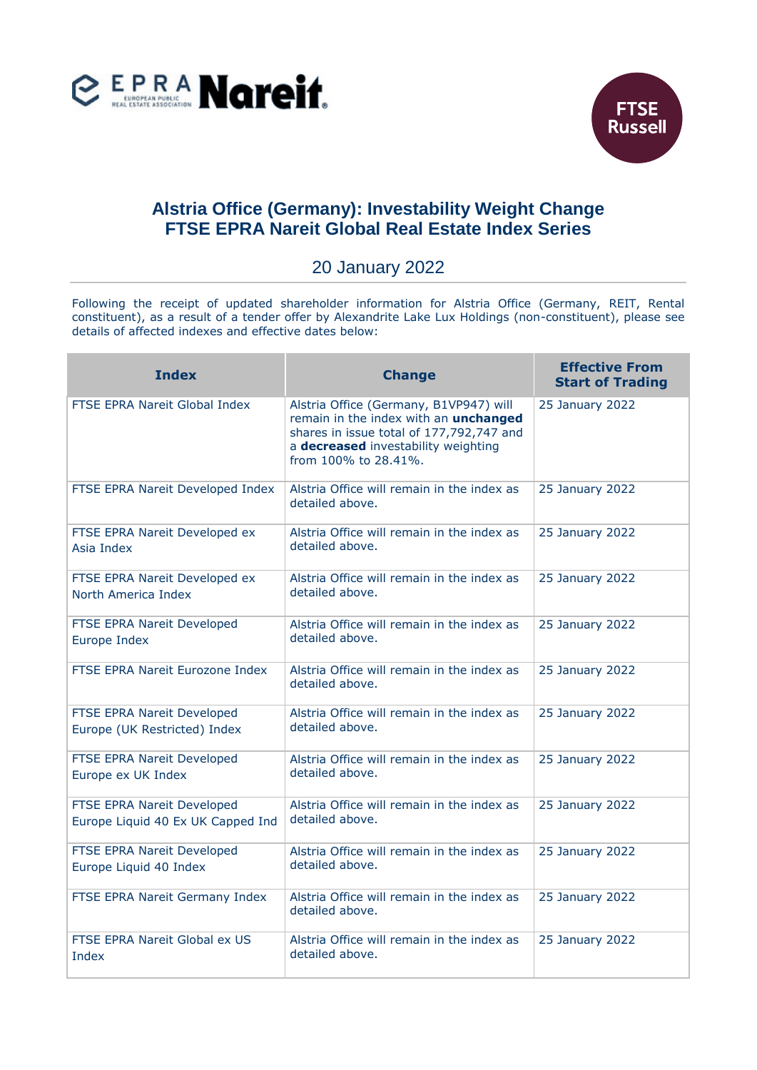# Alstria Office (Germany): Investability Weight Change FTSE EPRA Nareit Global Real Estate Index Series

## 20 January 2022

Following the receipt of updated shareholder information for Alstria Office (Germany, REIT, Rental constituent), as a result of a tender offer by Alexandrite Lake Lux Holdings (non-constituent), please see details of affected indexes and effective dates below:

| Index | Change | Effective From Start of Trading |
|---|---|---|
| FTSE EPRA Nareit Global Index | Alstria Office (Germany, B1VP947) will remain in the index with an **unchanged** shares in issue total of 177,792,747 and a **decreased** investability weighting from 100% to 28.41%. | 25 January 2022 |
| FTSE EPRA Nareit Developed Index | Alstria Office will remain in the index as detailed above. | 25 January 2022 |
| FTSE EPRA Nareit Developed ex Asia Index | Alstria Office will remain in the index as detailed above. | 25 January 2022 |
| FTSE EPRA Nareit Developed ex North America Index | Alstria Office will remain in the index as detailed above. | 25 January 2022 |
| FTSE EPRA Nareit Developed Europe Index | Alstria Office will remain in the index as detailed above. | 25 January 2022 |
| FTSE EPRA Nareit Eurozone Index | Alstria Office will remain in the index as detailed above. | 25 January 2022 |
| FTSE EPRA Nareit Developed Europe (UK Restricted) Index | Alstria Office will remain in the index as detailed above. | 25 January 2022 |
| FTSE EPRA Nareit Developed Europe ex UK Index | Alstria Office will remain in the index as detailed above. | 25 January 2022 |
| FTSE EPRA Nareit Developed Europe Liquid 40 Ex UK Capped Ind | Alstria Office will remain in the index as detailed above. | 25 January 2022 |
| FTSE EPRA Nareit Developed Europe Liquid 40 Index | Alstria Office will remain in the index as detailed above. | 25 January 2022 |
| FTSE EPRA Nareit Germany Index | Alstria Office will remain in the index as detailed above. | 25 January 2022 |
| FTSE EPRA Nareit Global ex US Index | Alstria Office will remain in the index as detailed above. | 25 January 2022 |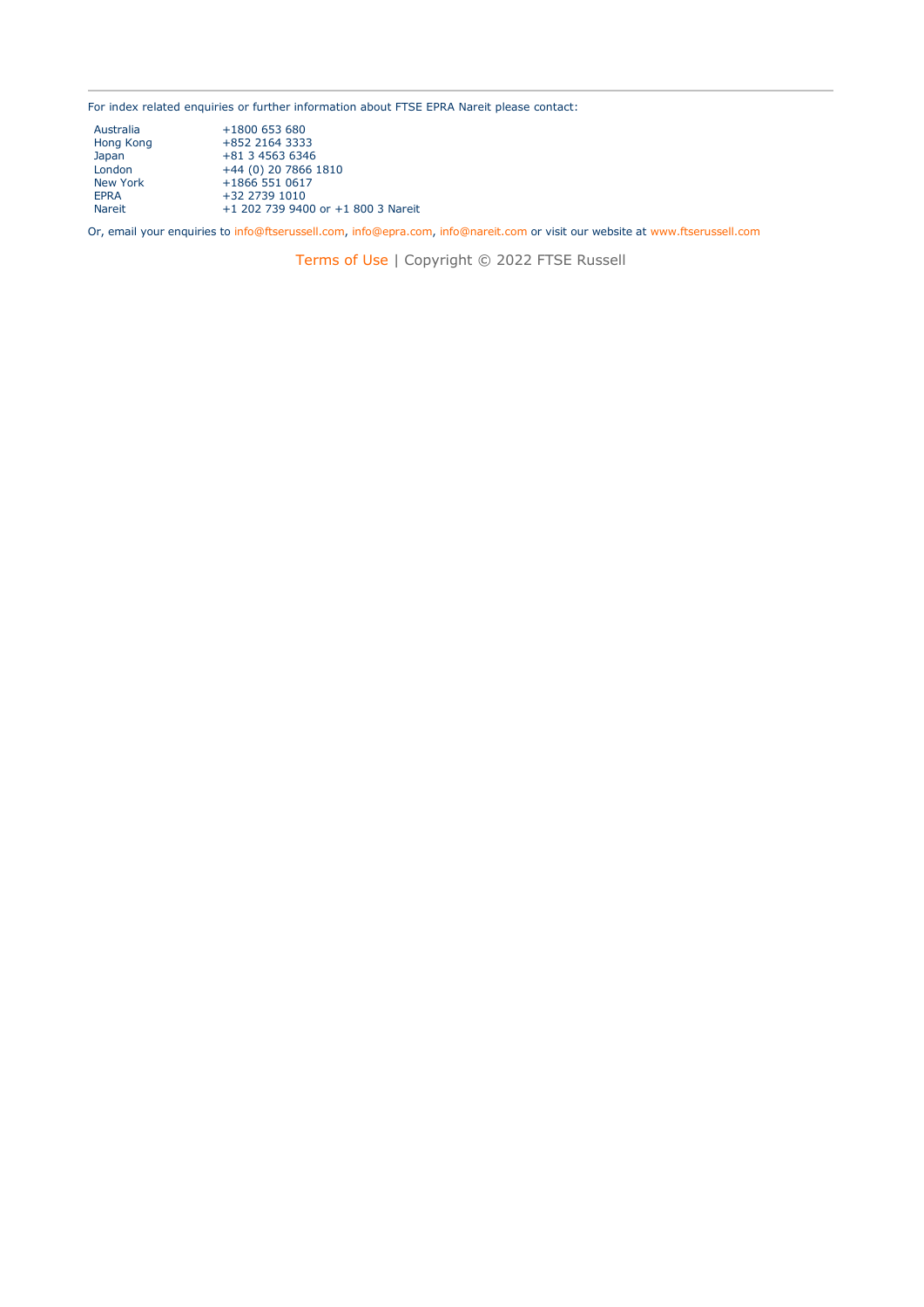For index related enquiries or further information about FTSE EPRA Nareit please contact:

| | |
|---|---|
| Australia | +1800 653 680 |
| Hong Kong | +852 2164 3333 |
| Japan | +81 3 4563 6346 |
| London | +44 (0) 20 7866 1810 |
| New York | +1866 551 0617 |
| EPRA | +32 2739 1010 |
| Nareit | +1 202 739 9400 or +1 800 3 Nareit |

Or, email your enquiries to info@ftserussell.com, info@epra.com, info@nareit.com or visit our website at www.ftserussell.com

Terms of Use | Copyright © 2022 FTSE Russell